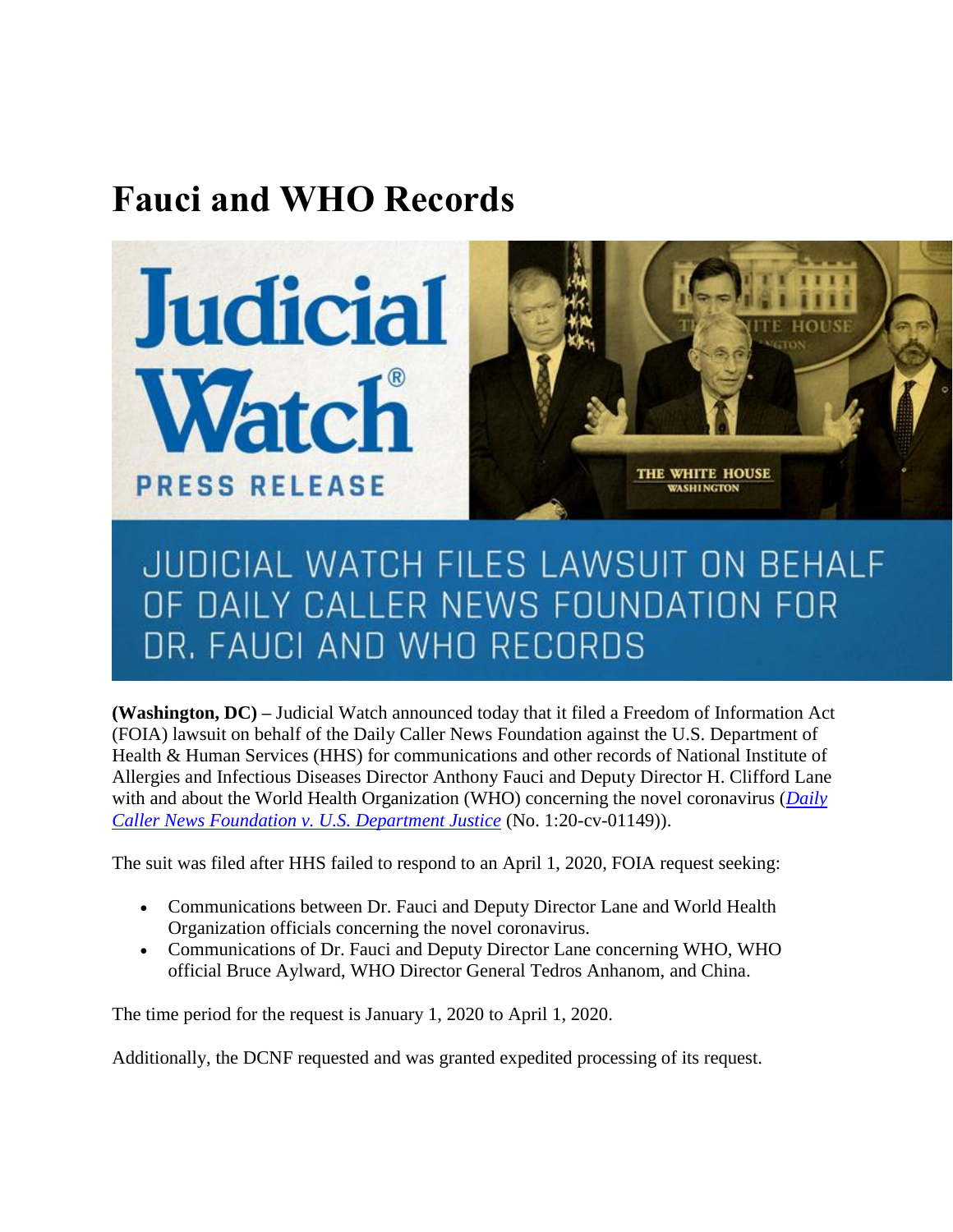# Fauci and WHO Records

JUDICIAL WATCH FILES LAWSUIT ON BEHALF OF DAILY CALLER NEWS FOUNDATION FOR DR. FAUCI AND WHO RECORDS

**(Washington, DC) –** Judicial Watch announced today that it filed a Freedom of Information Act (FOIA) lawsuit on behalf of the Daily Caller News Foundation against the U.S. Department of Health & Human Services (HHS) for communications and other records of National Institute of Allergies and Infectious Diseases Director Anthony Fauci and Deputy Director H. Clifford Lane with and about the World Health Organization (WHO) concerning the novel coronavirus (*Daily Caller News Foundation v. U.S. Department Justice* (No. 1:20-cv-01149)).

The suit was filed after HHS failed to respond to an April 1, 2020, FOIA request seeking:

- Communications between Dr. Fauci and Deputy Director Lane and World Health Organization officials concerning the novel coronavirus.
- Communications of Dr. Fauci and Deputy Director Lane concerning WHO, WHO official Bruce Aylward, WHO Director General Tedros Anhanom, and China.

The time period for the request is January 1, 2020 to April 1, 2020.

Additionally, the DCNF requested and was granted expedited processing of its request.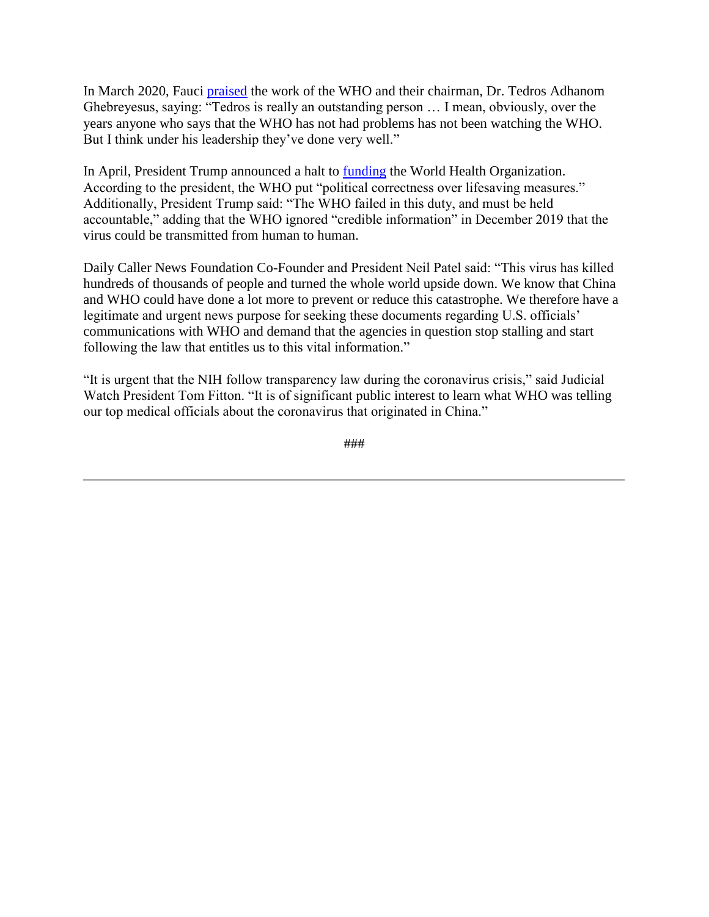In March 2020, Fauci praised the work of the WHO and their chairman, Dr. Tedros Adhanom Ghebreyesus, saying: "Tedros is really an outstanding person … I mean, obviously, over the years anyone who says that the WHO has not had problems has not been watching the WHO. But I think under his leadership they've done very well."

In April, President Trump announced a halt to funding the World Health Organization. According to the president, the WHO put "political correctness over lifesaving measures." Additionally, President Trump said: "The WHO failed in this duty, and must be held accountable," adding that the WHO ignored "credible information" in December 2019 that the virus could be transmitted from human to human.

Daily Caller News Foundation Co-Founder and President Neil Patel said: "This virus has killed hundreds of thousands of people and turned the whole world upside down. We know that China and WHO could have done a lot more to prevent or reduce this catastrophe. We therefore have a legitimate and urgent news purpose for seeking these documents regarding U.S. officials' communications with WHO and demand that the agencies in question stop stalling and start following the law that entitles us to this vital information."

"It is urgent that the NIH follow transparency law during the coronavirus crisis," said Judicial Watch President Tom Fitton. "It is of significant public interest to learn what WHO was telling our top medical officials about the coronavirus that originated in China."

###

---